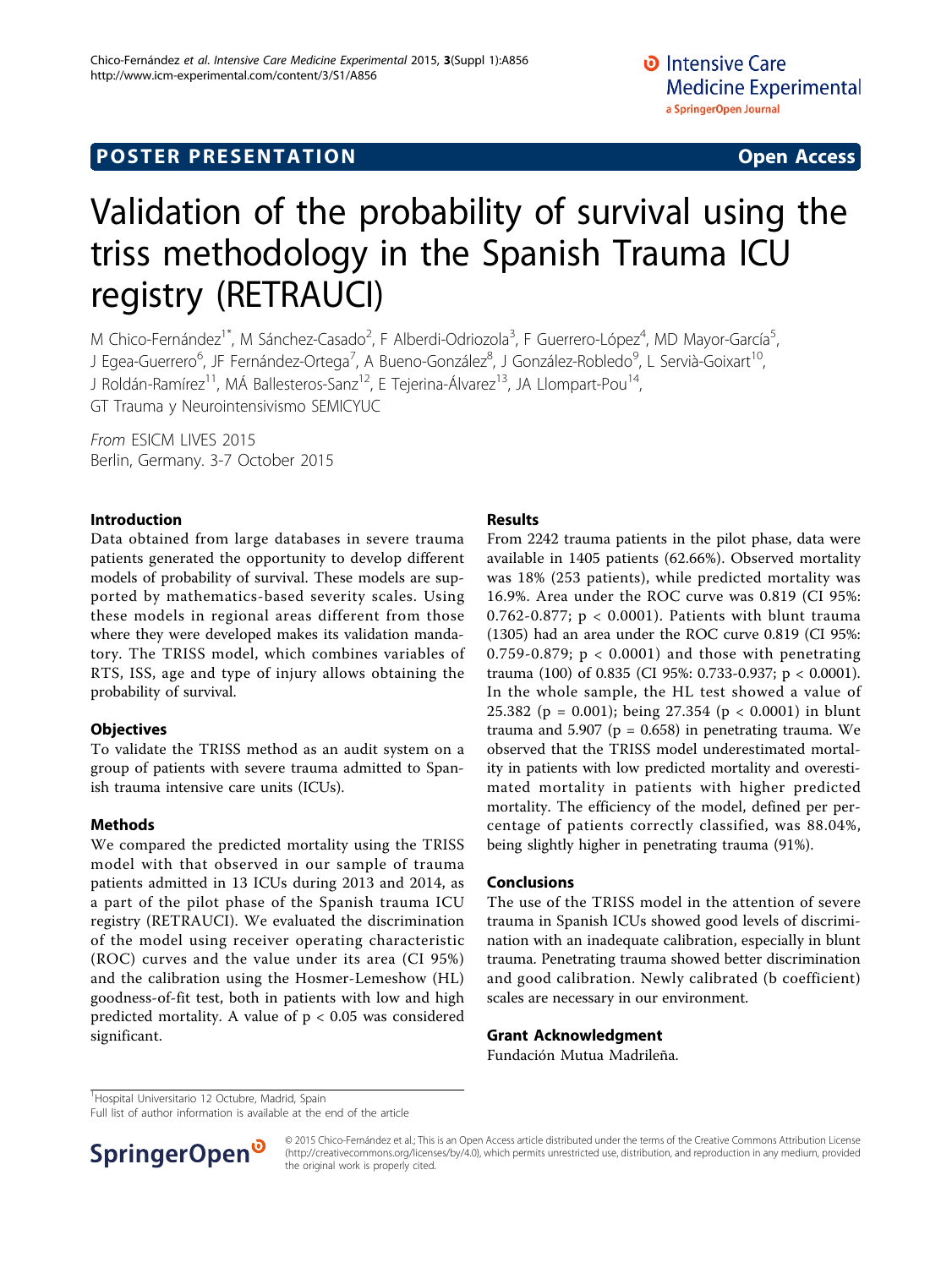POSTER PRESENTATION

Open Access

# Validation of the probability of survival using the triss methodology in the Spanish Trauma ICU registry (RETRAUCI)

M Chico-Fernández[1*], M Sánchez-Casado[2], F Alberdi-Odriozola[3], F Guerrero-López[4], MD Mayor-García[5], J Egea-Guerrero[6], JF Fernández-Ortega[7], A Bueno-González[8], J González-Robledo[9], L Servià-Goixart[10], J Roldán-Ramírez[11], MÁ Ballesteros-Sanz[12], E Tejerina-Álvarez[13], JA Llompart-Pou[14], GT Trauma y Neurointensivismo SEMICYUC

*From* ESICM LIVES 2015
Berlin, Germany. 3-7 October 2015

## Introduction

Data obtained from large databases in severe trauma patients generated the opportunity to develop different models of probability of survival. These models are supported by mathematics-based severity scales. Using these models in regional areas different from those where they were developed makes its validation mandatory. The TRISS model, which combines variables of RTS, ISS, age and type of injury allows obtaining the probability of survival.

## Objectives

To validate the TRISS method as an audit system on a group of patients with severe trauma admitted to Spanish trauma intensive care units (ICUs).

## Methods

We compared the predicted mortality using the TRISS model with that observed in our sample of trauma patients admitted in 13 ICUs during 2013 and 2014, as a part of the pilot phase of the Spanish trauma ICU registry (RETRAUCI). We evaluated the discrimination of the model using receiver operating characteristic (ROC) curves and the value under its area (CI 95%) and the calibration using the Hosmer-Lemeshow (HL) goodness-of-fit test, both in patients with low and high predicted mortality. A value of $p < 0.05$ was considered significant.

## Results

From 2242 trauma patients in the pilot phase, data were available in 1405 patients (62.66%). Observed mortality was 18% (253 patients), while predicted mortality was 16.9%. Area under the ROC curve was 0.819 (CI 95%: 0.762-0.877; $p < 0.0001$). Patients with blunt trauma (1305) had an area under the ROC curve 0.819 (CI 95%: 0.759-0.879; $p < 0.0001$) and those with penetrating trauma (100) of 0.835 (CI 95%: 0.733-0.937; $p < 0.0001$). In the whole sample, the HL test showed a value of 25.382 ($p = 0.001$); being 27.354 ($p < 0.0001$) in blunt trauma and 5.907 ($p = 0.658$) in penetrating trauma. We observed that the TRISS model underestimated mortality in patients with low predicted mortality and overestimated mortality in patients with higher predicted mortality. The efficiency of the model, defined per percentage of patients correctly classified, was 88.04%, being slightly higher in penetrating trauma (91%).

## Conclusions

The use of the TRISS model in the attention of severe trauma in Spanish ICUs showed good levels of discrimination with an inadequate calibration, especially in blunt trauma. Penetrating trauma showed better discrimination and good calibration. Newly calibrated (b coefficient) scales are necessary in our environment.

## Grant Acknowledgment

Fundación Mutua Madrileña.

[1]Hospital Universitario 12 Octubre, Madrid, Spain
Full list of author information is available at the end of the article

© 2015 Chico-Fernández et al.; This is an Open Access article distributed under the terms of the Creative Commons Attribution License (http://creativecommons.org/licenses/by/4.0), which permits unrestricted use, distribution, and reproduction in any medium, provided the original work is properly cited.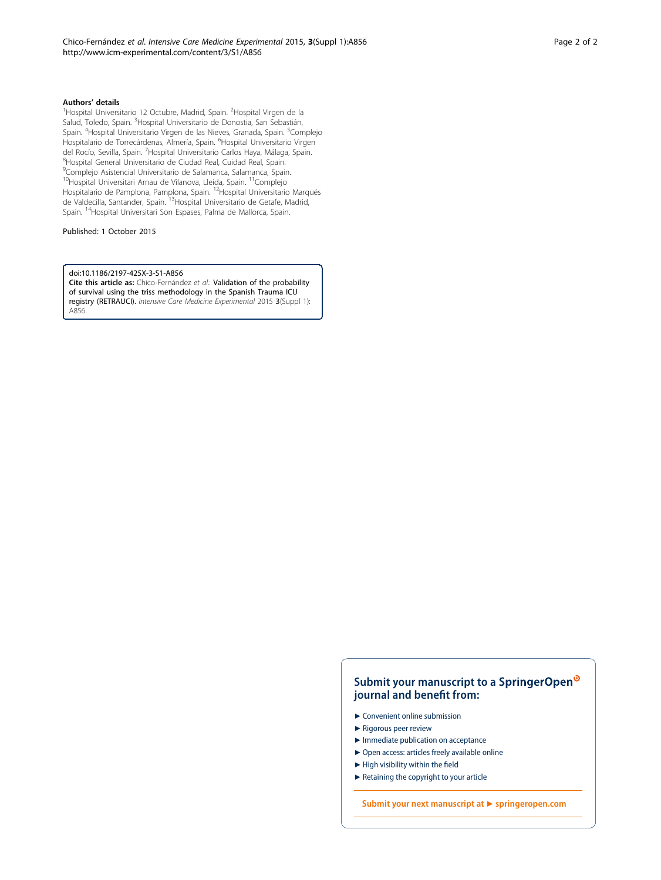### Authors' details

[1]Hospital Universitario 12 Octubre, Madrid, Spain. [2]Hospital Virgen de la Salud, Toledo, Spain. [3]Hospital Universitario de Donostia, San Sebastián, Spain. [4]Hospital Universitario Virgen de las Nieves, Granada, Spain. [5]Complejo Hospitalario de Torrecárdenas, Almería, Spain. [6]Hospital Universitario Virgen del Rocío, Sevilla, Spain. [7]Hospital Universitario Carlos Haya, Málaga, Spain. [8]Hospital General Universitario de Ciudad Real, Cuidad Real, Spain. [9]Complejo Asistencial Universitario de Salamanca, Salamanca, Spain. [10]Hospital Universitari Arnau de Vilanova, Lleida, Spain. [11]Complejo Hospitalario de Pamplona, Pamplona, Spain. [12]Hospital Universitario Marqués de Valdecilla, Santander, Spain. [13]Hospital Universitario de Getafe, Madrid, Spain. [14]Hospital Universitari Son Espases, Palma de Mallorca, Spain.

Published: 1 October 2015

doi:10.1186/2197-425X-3-S1-A856

**Cite this article as:** Chico-Fernández *et al.*: Validation of the probability of survival using the triss methodology in the Spanish Trauma ICU registry (RETRAUCI). *Intensive Care Medicine Experimental* 2015 **3**(Suppl 1): A856.

**Submit your manuscript to a SpringerOpen journal and benefit from:**

- ► Convenient online submission
- ► Rigorous peer review
- ► Immediate publication on acceptance
- ► Open access: articles freely available online
- ► High visibility within the field
- ► Retaining the copyright to your article

**Submit your next manuscript at ► springeropen.com**